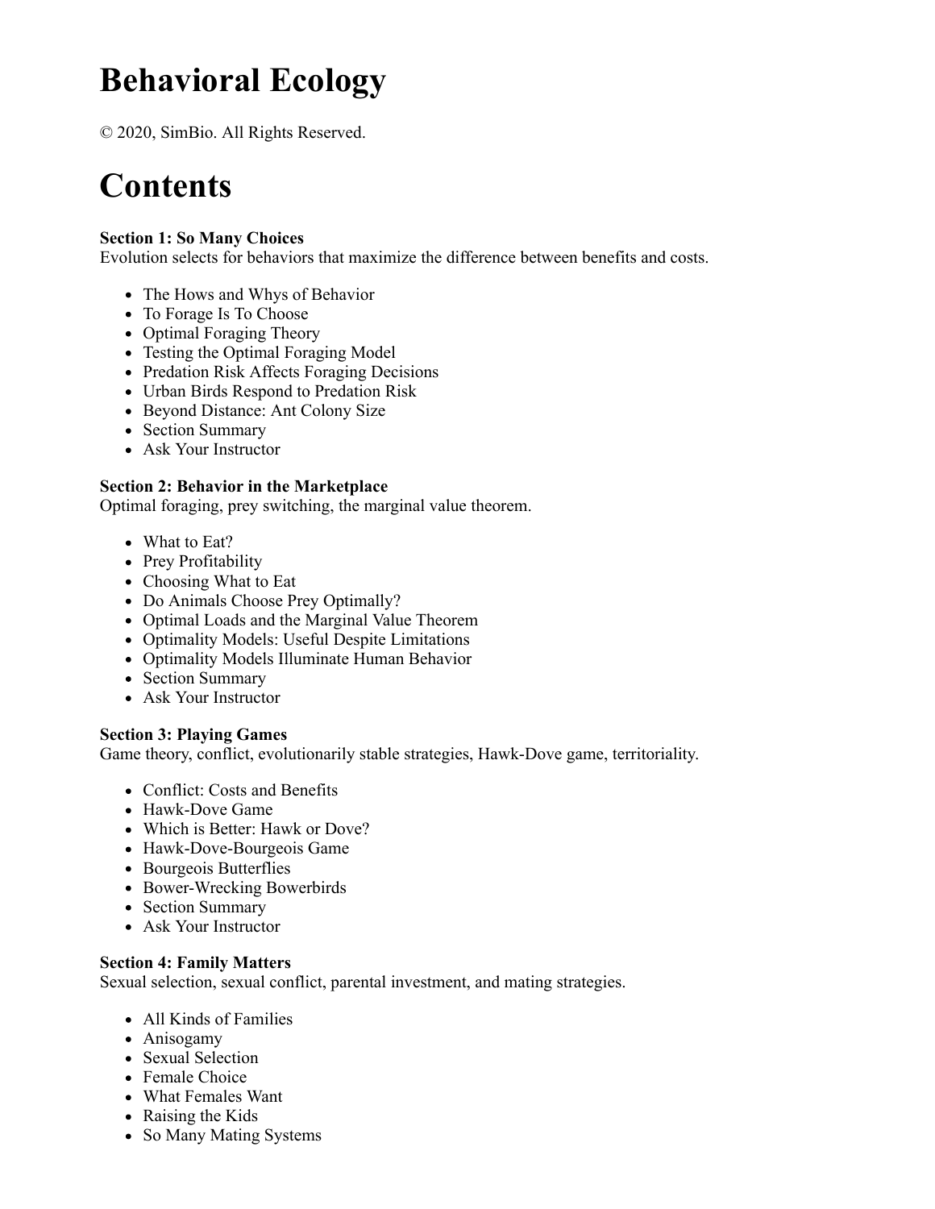# Behavioral Ecology

© 2020, SimBio. All Rights Reserved.

# Contents

**Section 1: So Many Choices**
Evolution selects for behaviors that maximize the difference between benefits and costs.

- The Hows and Whys of Behavior
- To Forage Is To Choose
- Optimal Foraging Theory
- Testing the Optimal Foraging Model
- Predation Risk Affects Foraging Decisions
- Urban Birds Respond to Predation Risk
- Beyond Distance: Ant Colony Size
- Section Summary
- Ask Your Instructor

**Section 2: Behavior in the Marketplace**
Optimal foraging, prey switching, the marginal value theorem.

- What to Eat?
- Prey Profitability
- Choosing What to Eat
- Do Animals Choose Prey Optimally?
- Optimal Loads and the Marginal Value Theorem
- Optimality Models: Useful Despite Limitations
- Optimality Models Illuminate Human Behavior
- Section Summary
- Ask Your Instructor

**Section 3: Playing Games**
Game theory, conflict, evolutionarily stable strategies, Hawk-Dove game, territoriality.

- Conflict: Costs and Benefits
- Hawk-Dove Game
- Which is Better: Hawk or Dove?
- Hawk-Dove-Bourgeois Game
- Bourgeois Butterflies
- Bower-Wrecking Bowerbirds
- Section Summary
- Ask Your Instructor

**Section 4: Family Matters**
Sexual selection, sexual conflict, parental investment, and mating strategies.

- All Kinds of Families
- Anisogamy
- Sexual Selection
- Female Choice
- What Females Want
- Raising the Kids
- So Many Mating Systems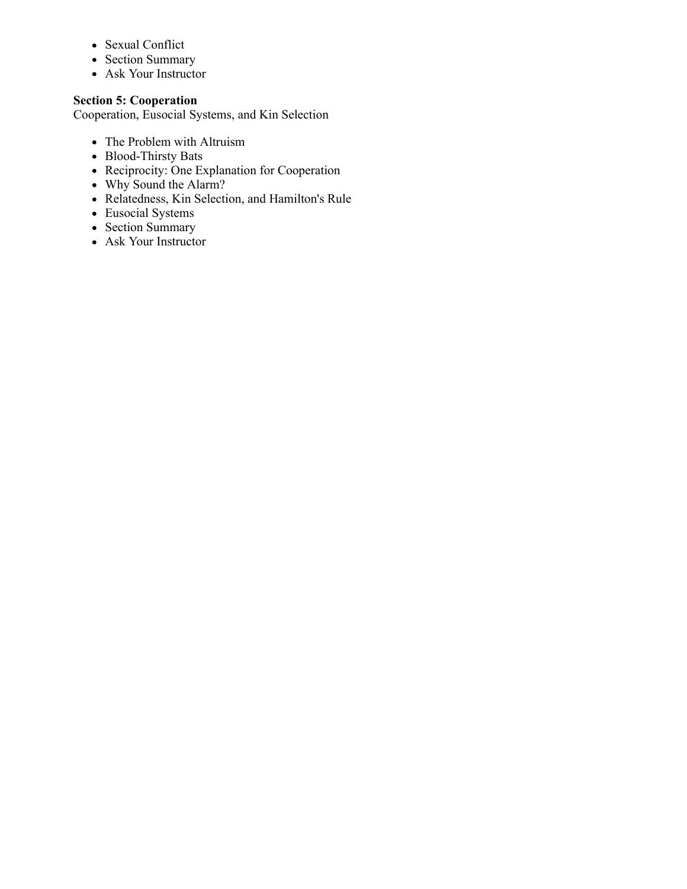- Sexual Conflict
- Section Summary
- Ask Your Instructor

**Section 5: Cooperation**
Cooperation, Eusocial Systems, and Kin Selection

- The Problem with Altruism
- Blood-Thirsty Bats
- Reciprocity: One Explanation for Cooperation
- Why Sound the Alarm?
- Relatedness, Kin Selection, and Hamilton's Rule
- Eusocial Systems
- Section Summary
- Ask Your Instructor